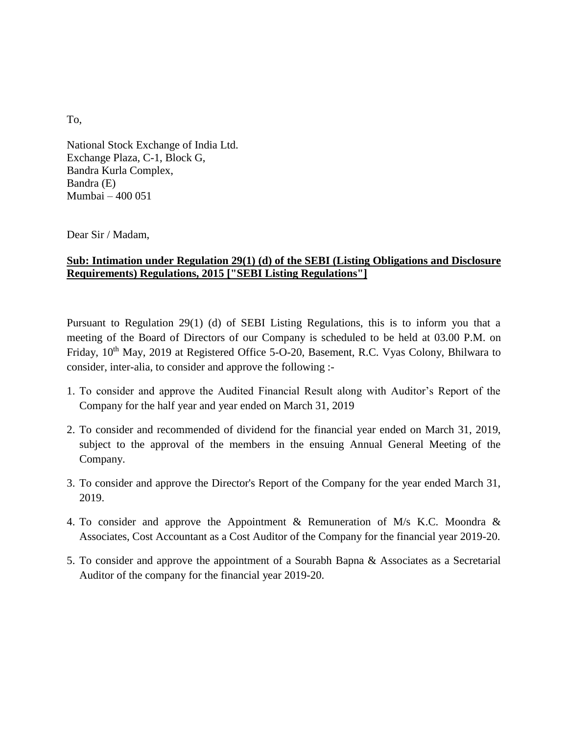To,

National Stock Exchange of India Ltd.
Exchange Plaza, C-1, Block G,
Bandra Kurla Complex,
Bandra (E)
Mumbai – 400 051

Dear Sir / Madam,

**Sub: Intimation under Regulation 29(1) (d) of the SEBI (Listing Obligations and Disclosure Requirements) Regulations, 2015 ["SEBI Listing Regulations"]**

Pursuant to Regulation 29(1) (d) of SEBI Listing Regulations, this is to inform you that a meeting of the Board of Directors of our Company is scheduled to be held at 03.00 P.M. on Friday, 10th May, 2019 at Registered Office 5-O-20, Basement, R.C. Vyas Colony, Bhilwara to consider, inter-alia, to consider and approve the following :-

1. To consider and approve the Audited Financial Result along with Auditor's Report of the Company for the half year and year ended on March 31, 2019

2. To consider and recommended of dividend for the financial year ended on March 31, 2019, subject to the approval of the members in the ensuing Annual General Meeting of the Company.

3. To consider and approve the Director's Report of the Company for the year ended March 31, 2019.

4. To consider and approve the Appointment & Remuneration of M/s K.C. Moondra & Associates, Cost Accountant as a Cost Auditor of the Company for the financial year 2019-20.

5. To consider and approve the appointment of a Sourabh Bapna & Associates as a Secretarial Auditor of the company for the financial year 2019-20.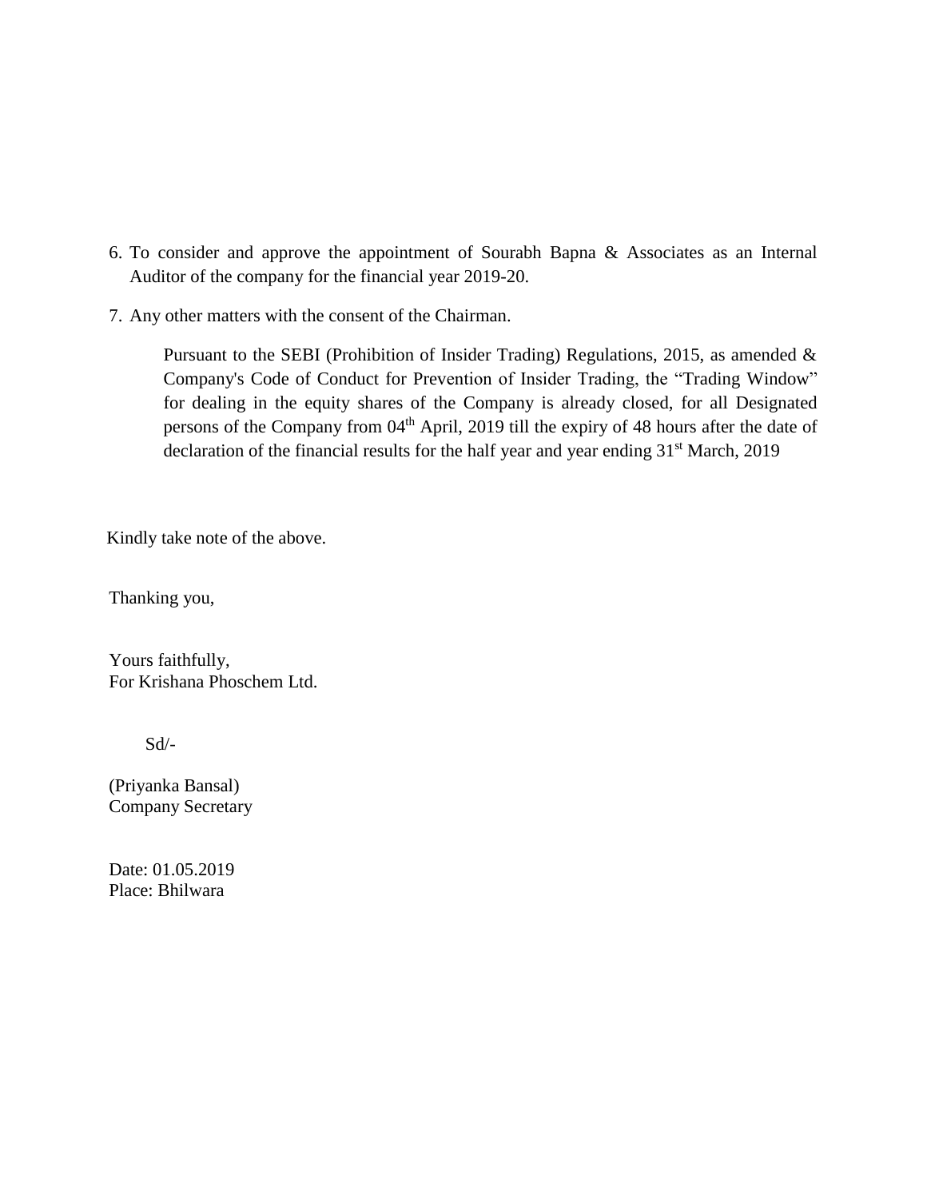6. To consider and approve the appointment of Sourabh Bapna & Associates as an Internal Auditor of the company for the financial year 2019-20.

7. Any other matters with the consent of the Chairman.

   Pursuant to the SEBI (Prohibition of Insider Trading) Regulations, 2015, as amended & Company's Code of Conduct for Prevention of Insider Trading, the "Trading Window" for dealing in the equity shares of the Company is already closed, for all Designated persons of the Company from 04th April, 2019 till the expiry of 48 hours after the date of declaration of the financial results for the half year and year ending 31st March, 2019

Kindly take note of the above.

Thanking you,

Yours faithfully,
For Krishana Phoschem Ltd.

Sd/-

(Priyanka Bansal)
Company Secretary

Date: 01.05.2019
Place: Bhilwara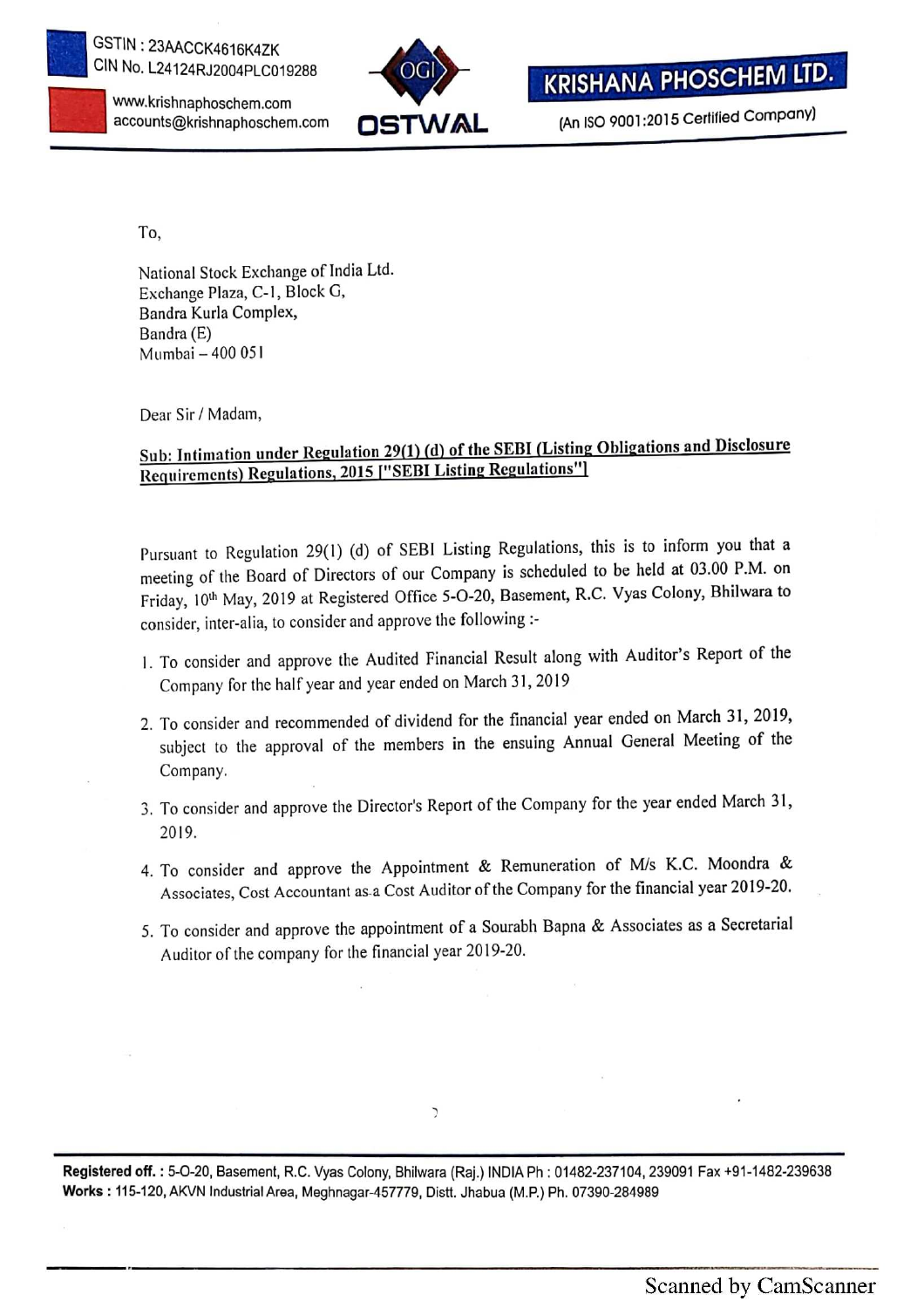GSTIN : 23AACCK4616K4ZK
CIN No. L24124RJ2004PLC019288

www.krishnaphoschem.com
accounts@krishnaphoschem.com

OSTWAL

**KRISHANA PHOSCHEM LTD.**

(An ISO 9001:2015 Certified Company)

To,

National Stock Exchange of India Ltd.
Exchange Plaza, C-1, Block G,
Bandra Kurla Complex,
Bandra (E)
Mumbai – 400 051

Dear Sir / Madam,

**Sub: Intimation under Regulation 29(1) (d) of the SEBI (Listing Obligations and Disclosure Requirements) Regulations, 2015 ["SEBI Listing Regulations"]**

Pursuant to Regulation 29(1) (d) of SEBI Listing Regulations, this is to inform you that a meeting of the Board of Directors of our Company is scheduled to be held at 03.00 P.M. on Friday, 10th May, 2019 at Registered Office 5-O-20, Basement, R.C. Vyas Colony, Bhilwara to consider, inter-alia, to consider and approve the following :-

1. To consider and approve the Audited Financial Result along with Auditor's Report of the Company for the half year and year ended on March 31, 2019
2. To consider and recommended of dividend for the financial year ended on March 31, 2019, subject to the approval of the members in the ensuing Annual General Meeting of the Company.
3. To consider and approve the Director's Report of the Company for the year ended March 31, 2019.
4. To consider and approve the Appointment & Remuneration of M/s K.C. Moondra & Associates, Cost Accountant as a Cost Auditor of the Company for the financial year 2019-20.
5. To consider and approve the appointment of a Sourabh Bapna & Associates as a Secretarial Auditor of the company for the financial year 2019-20.

**Registered off. :** 5-O-20, Basement, R.C. Vyas Colony, Bhilwara (Raj.) INDIA Ph : 01482-237104, 239091 Fax +91-1482-239638
**Works :** 115-120, AKVN Industrial Area, Meghnagar-457779, Distt. Jhabua (M.P.) Ph. 07390-284989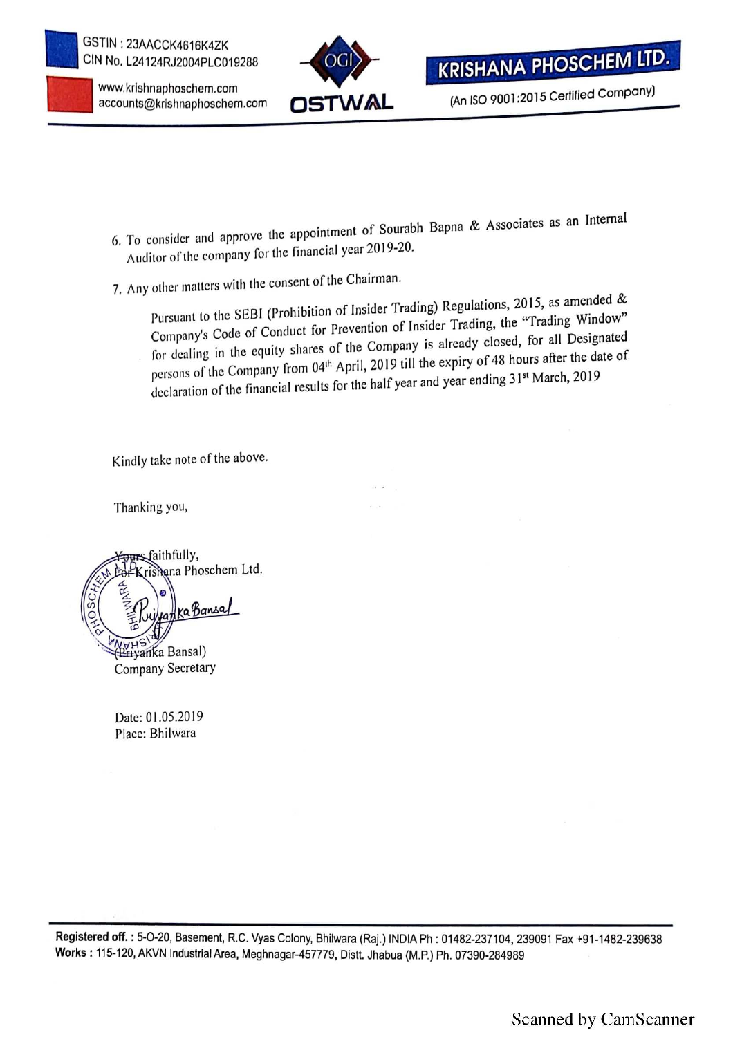6. To consider and approve the appointment of Sourabh Bapna & Associates as an Internal Auditor of the company for the financial year 2019-20.

7. Any other matters with the consent of the Chairman.

   Pursuant to the SEBI (Prohibition of Insider Trading) Regulations, 2015, as amended & Company's Code of Conduct for Prevention of Insider Trading, the "Trading Window" for dealing in the equity shares of the Company is already closed, for all Designated persons of the Company from 04th April, 2019 till the expiry of 48 hours after the date of declaration of the financial results for the half year and year ending 31st March, 2019

Kindly take note of the above.

Thanking you,

Yours faithfully,
For Krishana Phoschem Ltd.

(Priyanka Bansal)
Company Secretary

Date: 01.05.2019
Place: Bhilwara